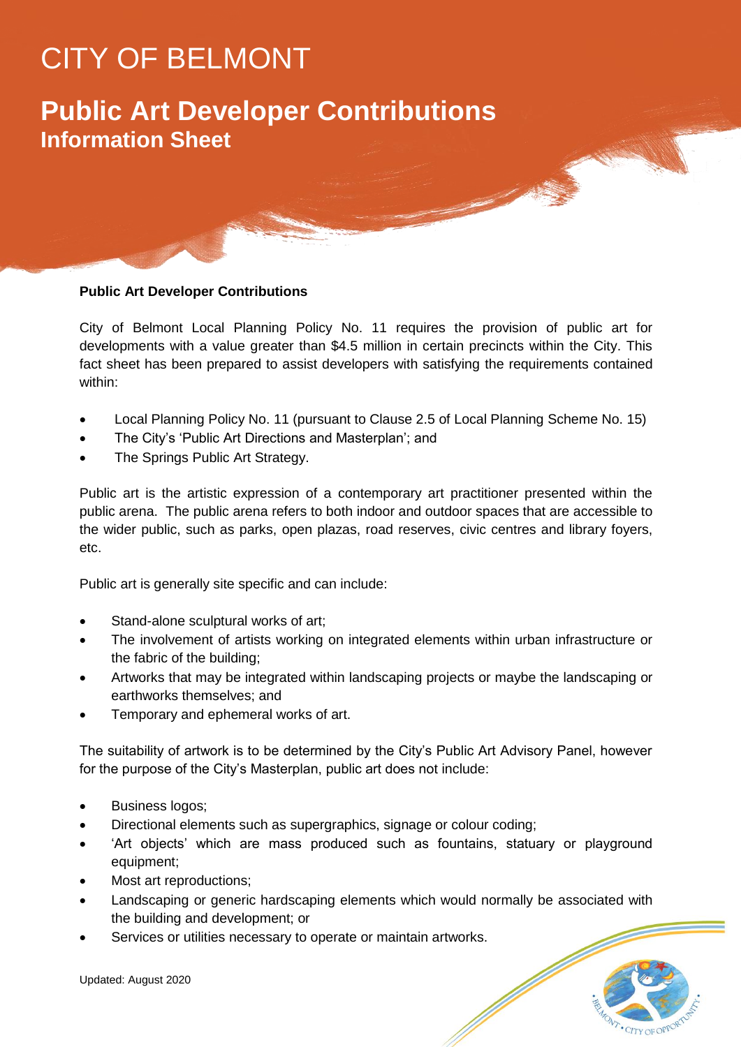# CITY OF BELMONT

## Public Art Developer Contributions

### Information Sheet

**Public Art Developer Contributions**

City of Belmont Local Planning Policy No. 11 requires the provision of public art for developments with a value greater than $4.5 million in certain precincts within the City. This fact sheet has been prepared to assist developers with satisfying the requirements contained within:

- Local Planning Policy No. 11 (pursuant to Clause 2.5 of Local Planning Scheme No. 15)
- The City's 'Public Art Directions and Masterplan'; and
- The Springs Public Art Strategy.

Public art is the artistic expression of a contemporary art practitioner presented within the public arena. The public arena refers to both indoor and outdoor spaces that are accessible to the wider public, such as parks, open plazas, road reserves, civic centres and library foyers, etc.

Public art is generally site specific and can include:

- Stand-alone sculptural works of art;
- The involvement of artists working on integrated elements within urban infrastructure or the fabric of the building;
- Artworks that may be integrated within landscaping projects or maybe the landscaping or earthworks themselves; and
- Temporary and ephemeral works of art.

The suitability of artwork is to be determined by the City's Public Art Advisory Panel, however for the purpose of the City's Masterplan, public art does not include:

- Business logos;
- Directional elements such as supergraphics, signage or colour coding;
- 'Art objects' which are mass produced such as fountains, statuary or playground equipment;
- Most art reproductions;
- Landscaping or generic hardscaping elements which would normally be associated with the building and development; or
- Services or utilities necessary to operate or maintain artworks.

Updated: August 2020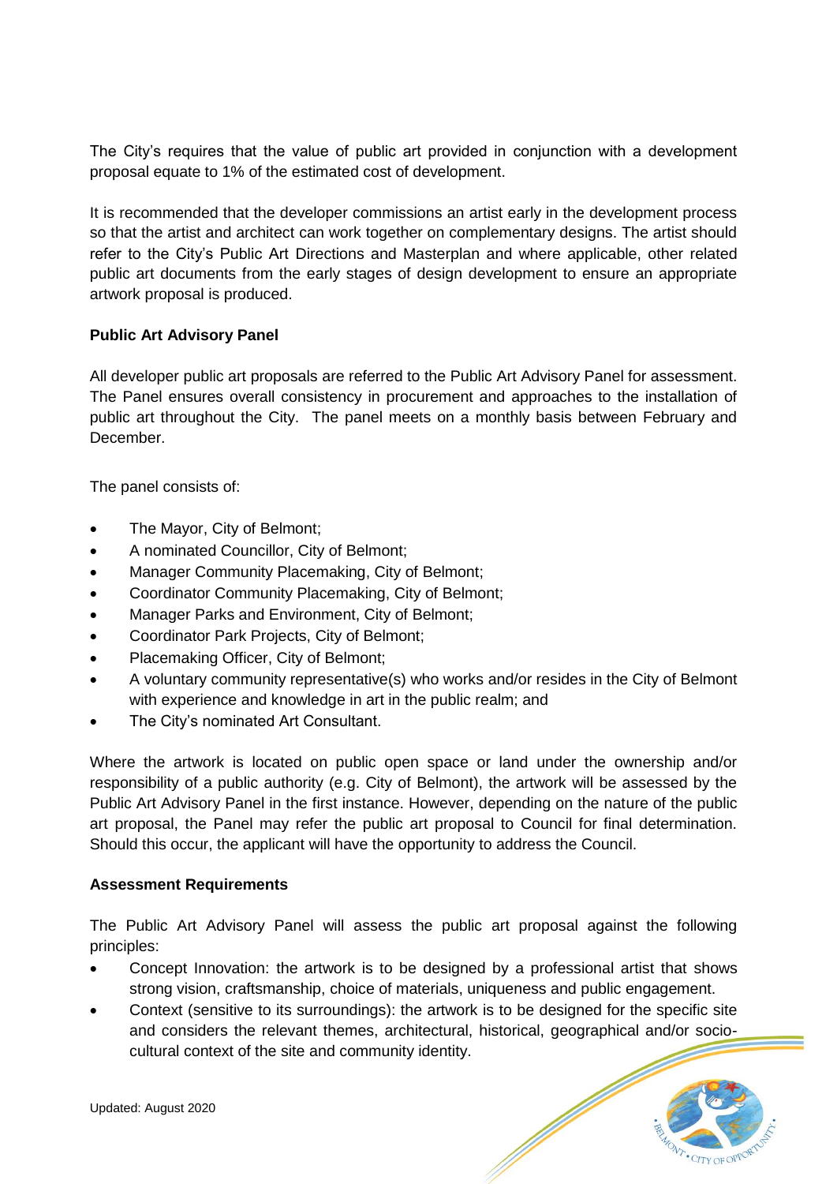The City's requires that the value of public art provided in conjunction with a development proposal equate to 1% of the estimated cost of development.

It is recommended that the developer commissions an artist early in the development process so that the artist and architect can work together on complementary designs. The artist should refer to the City's Public Art Directions and Masterplan and where applicable, other related public art documents from the early stages of design development to ensure an appropriate artwork proposal is produced.

**Public Art Advisory Panel**

All developer public art proposals are referred to the Public Art Advisory Panel for assessment. The Panel ensures overall consistency in procurement and approaches to the installation of public art throughout the City. The panel meets on a monthly basis between February and December.

The panel consists of:

- The Mayor, City of Belmont;
- A nominated Councillor, City of Belmont;
- Manager Community Placemaking, City of Belmont;
- Coordinator Community Placemaking, City of Belmont;
- Manager Parks and Environment, City of Belmont;
- Coordinator Park Projects, City of Belmont;
- Placemaking Officer, City of Belmont;
- A voluntary community representative(s) who works and/or resides in the City of Belmont with experience and knowledge in art in the public realm; and
- The City's nominated Art Consultant.

Where the artwork is located on public open space or land under the ownership and/or responsibility of a public authority (e.g. City of Belmont), the artwork will be assessed by the Public Art Advisory Panel in the first instance. However, depending on the nature of the public art proposal, the Panel may refer the public art proposal to Council for final determination. Should this occur, the applicant will have the opportunity to address the Council.

**Assessment Requirements**

The Public Art Advisory Panel will assess the public art proposal against the following principles:

- Concept Innovation: the artwork is to be designed by a professional artist that shows strong vision, craftsmanship, choice of materials, uniqueness and public engagement.
- Context (sensitive to its surroundings): the artwork is to be designed for the specific site and considers the relevant themes, architectural, historical, geographical and/or socio-cultural context of the site and community identity.

Updated: August 2020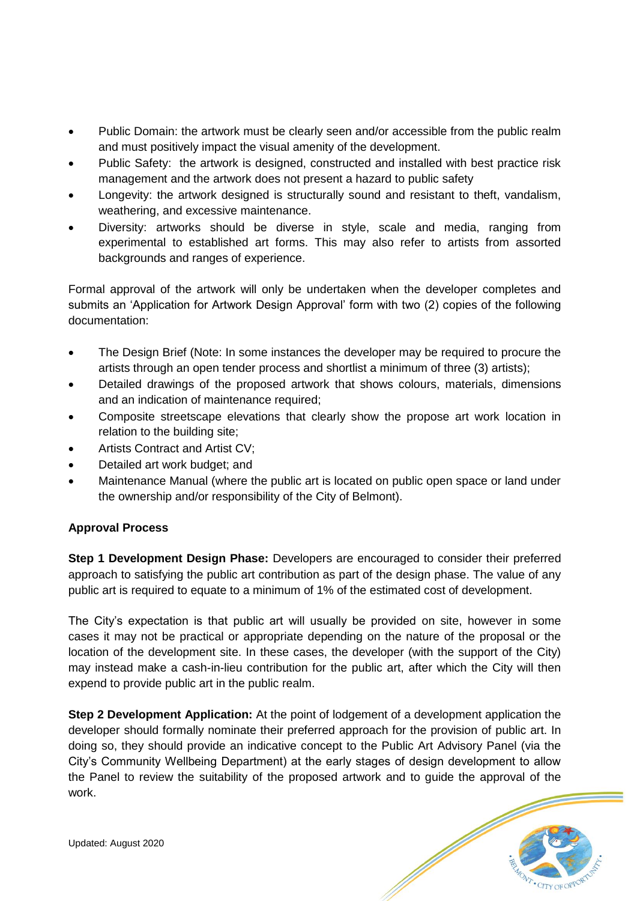- Public Domain: the artwork must be clearly seen and/or accessible from the public realm and must positively impact the visual amenity of the development.
- Public Safety: the artwork is designed, constructed and installed with best practice risk management and the artwork does not present a hazard to public safety
- Longevity: the artwork designed is structurally sound and resistant to theft, vandalism, weathering, and excessive maintenance.
- Diversity: artworks should be diverse in style, scale and media, ranging from experimental to established art forms. This may also refer to artists from assorted backgrounds and ranges of experience.

Formal approval of the artwork will only be undertaken when the developer completes and submits an 'Application for Artwork Design Approval' form with two (2) copies of the following documentation:

- The Design Brief (Note: In some instances the developer may be required to procure the artists through an open tender process and shortlist a minimum of three (3) artists);
- Detailed drawings of the proposed artwork that shows colours, materials, dimensions and an indication of maintenance required;
- Composite streetscape elevations that clearly show the propose art work location in relation to the building site;
- Artists Contract and Artist CV;
- Detailed art work budget; and
- Maintenance Manual (where the public art is located on public open space or land under the ownership and/or responsibility of the City of Belmont).

**Approval Process**

**Step 1 Development Design Phase:** Developers are encouraged to consider their preferred approach to satisfying the public art contribution as part of the design phase. The value of any public art is required to equate to a minimum of 1% of the estimated cost of development.

The City's expectation is that public art will usually be provided on site, however in some cases it may not be practical or appropriate depending on the nature of the proposal or the location of the development site. In these cases, the developer (with the support of the City) may instead make a cash-in-lieu contribution for the public art, after which the City will then expend to provide public art in the public realm.

**Step 2 Development Application:** At the point of lodgement of a development application the developer should formally nominate their preferred approach for the provision of public art. In doing so, they should provide an indicative concept to the Public Art Advisory Panel (via the City's Community Wellbeing Department) at the early stages of design development to allow the Panel to review the suitability of the proposed artwork and to guide the approval of the work.

Updated: August 2020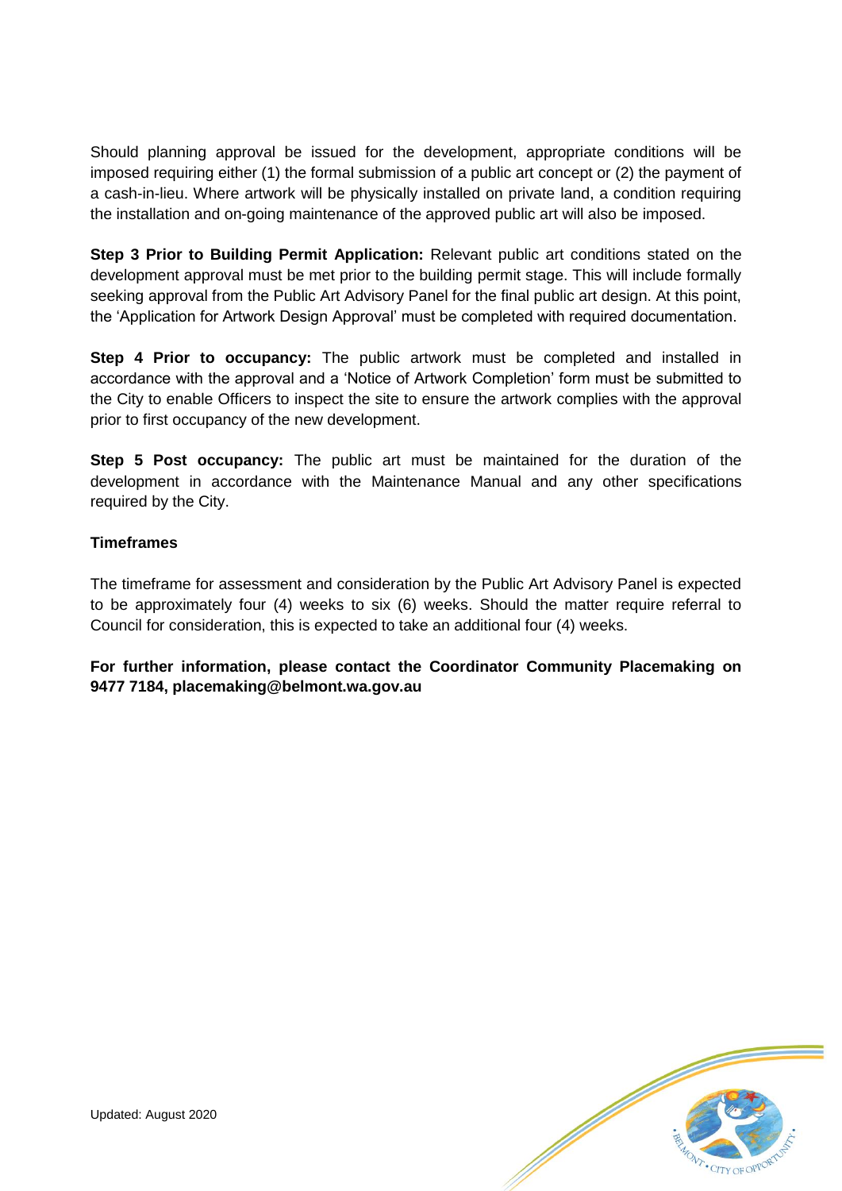Should planning approval be issued for the development, appropriate conditions will be imposed requiring either (1) the formal submission of a public art concept or (2) the payment of a cash-in-lieu. Where artwork will be physically installed on private land, a condition requiring the installation and on-going maintenance of the approved public art will also be imposed.

**Step 3 Prior to Building Permit Application:** Relevant public art conditions stated on the development approval must be met prior to the building permit stage. This will include formally seeking approval from the Public Art Advisory Panel for the final public art design. At this point, the 'Application for Artwork Design Approval' must be completed with required documentation.

**Step 4 Prior to occupancy:** The public artwork must be completed and installed in accordance with the approval and a 'Notice of Artwork Completion' form must be submitted to the City to enable Officers to inspect the site to ensure the artwork complies with the approval prior to first occupancy of the new development.

**Step 5 Post occupancy:** The public art must be maintained for the duration of the development in accordance with the Maintenance Manual and any other specifications required by the City.

**Timeframes**

The timeframe for assessment and consideration by the Public Art Advisory Panel is expected to be approximately four (4) weeks to six (6) weeks. Should the matter require referral to Council for consideration, this is expected to take an additional four (4) weeks.

**For further information, please contact the Coordinator Community Placemaking on 9477 7184, placemaking@belmont.wa.gov.au**

Updated: August 2020